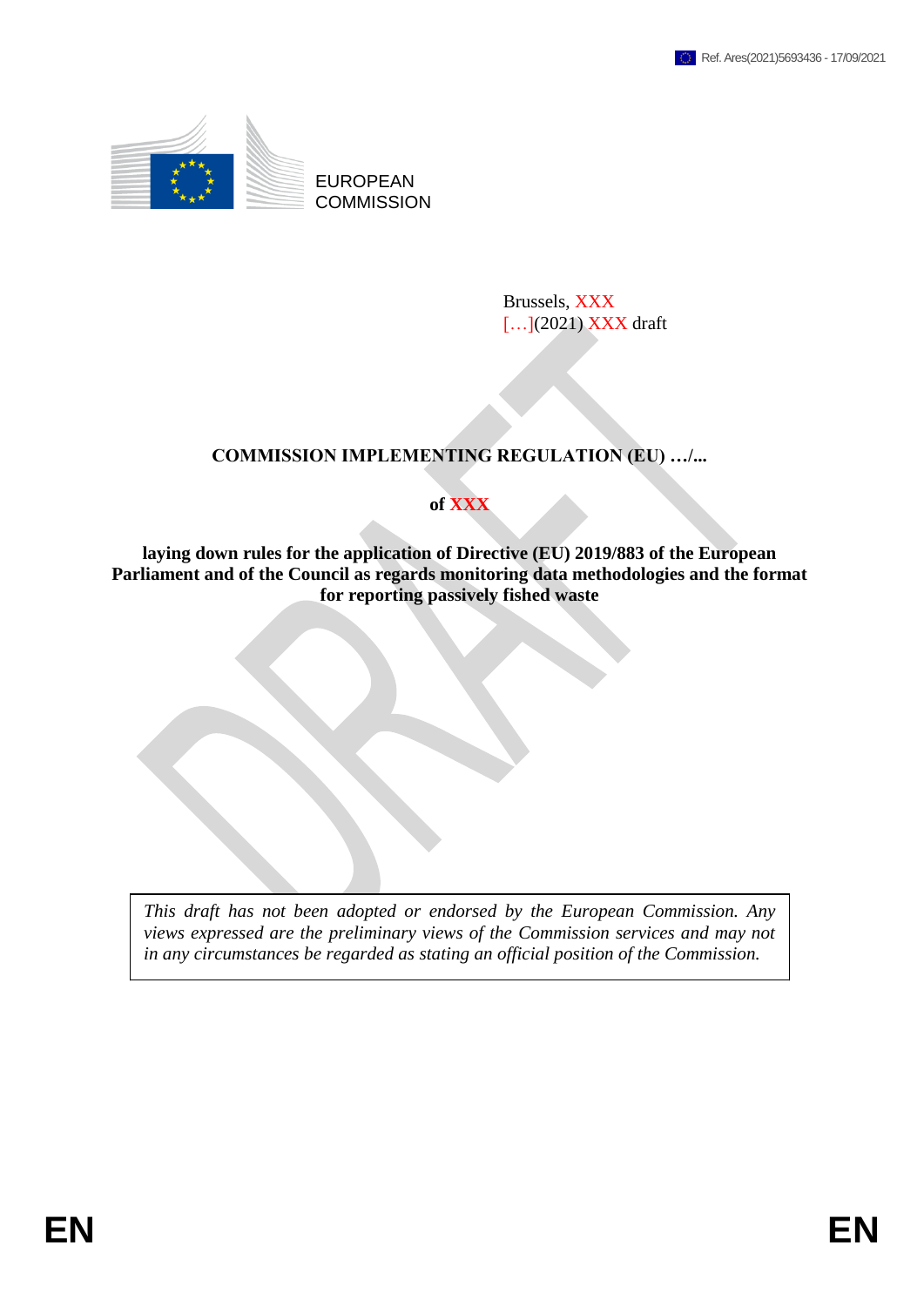Ref. Ares(2021)5693436 - 17/09/2021

EUROPEAN COMMISSION

Brussels, XXX
[…](2021) XXX draft

**COMMISSION IMPLEMENTING REGULATION (EU) …/...**

**of XXX**

**laying down rules for the application of Directive (EU) 2019/883 of the European Parliament and of the Council as regards monitoring data methodologies and the format for reporting passively fished waste**

*This draft has not been adopted or endorsed by the European Commission. Any views expressed are the preliminary views of the Commission services and may not in any circumstances be regarded as stating an official position of the Commission.*

EN EN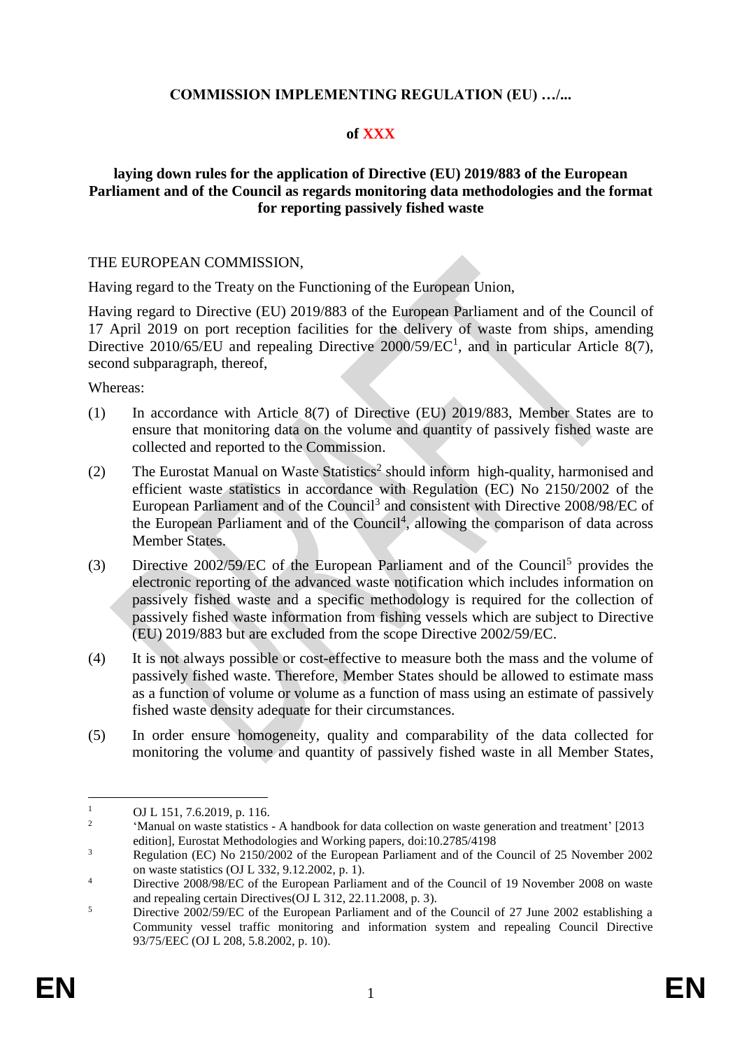**COMMISSION IMPLEMENTING REGULATION (EU) …/...**

**of XXX**

**laying down rules for the application of Directive (EU) 2019/883 of the European Parliament and of the Council as regards monitoring data methodologies and the format for reporting passively fished waste**

THE EUROPEAN COMMISSION,

Having regard to the Treaty on the Functioning of the European Union,

Having regard to Directive (EU) 2019/883 of the European Parliament and of the Council of 17 April 2019 on port reception facilities for the delivery of waste from ships, amending Directive 2010/65/EU and repealing Directive 2000/59/EC[1], and in particular Article 8(7), second subparagraph, thereof,

Whereas:

(1) In accordance with Article 8(7) of Directive (EU) 2019/883, Member States are to ensure that monitoring data on the volume and quantity of passively fished waste are collected and reported to the Commission.

(2) The Eurostat Manual on Waste Statistics[2] should inform high-quality, harmonised and efficient waste statistics in accordance with Regulation (EC) No 2150/2002 of the European Parliament and of the Council[3] and consistent with Directive 2008/98/EC of the European Parliament and of the Council[4], allowing the comparison of data across Member States.

(3) Directive 2002/59/EC of the European Parliament and of the Council[5] provides the electronic reporting of the advanced waste notification which includes information on passively fished waste and a specific methodology is required for the collection of passively fished waste information from fishing vessels which are subject to Directive (EU) 2019/883 but are excluded from the scope Directive 2002/59/EC.

(4) It is not always possible or cost-effective to measure both the mass and the volume of passively fished waste. Therefore, Member States should be allowed to estimate mass as a function of volume or volume as a function of mass using an estimate of passively fished waste density adequate for their circumstances.

(5) In order ensure homogeneity, quality and comparability of the data collected for monitoring the volume and quantity of passively fished waste in all Member States,

---

[1] OJ L 151, 7.6.2019, p. 116.

[2] 'Manual on waste statistics - A handbook for data collection on waste generation and treatment' [2013 edition], Eurostat Methodologies and Working papers, doi:10.2785/4198

[3] Regulation (EC) No 2150/2002 of the European Parliament and of the Council of 25 November 2002 on waste statistics (OJ L 332, 9.12.2002, p. 1).

[4] Directive 2008/98/EC of the European Parliament and of the Council of 19 November 2008 on waste and repealing certain Directives(OJ L 312, 22.11.2008, p. 3).

[5] Directive 2002/59/EC of the European Parliament and of the Council of 27 June 2002 establishing a Community vessel traffic monitoring and information system and repealing Council Directive 93/75/EEC (OJ L 208, 5.8.2002, p. 10).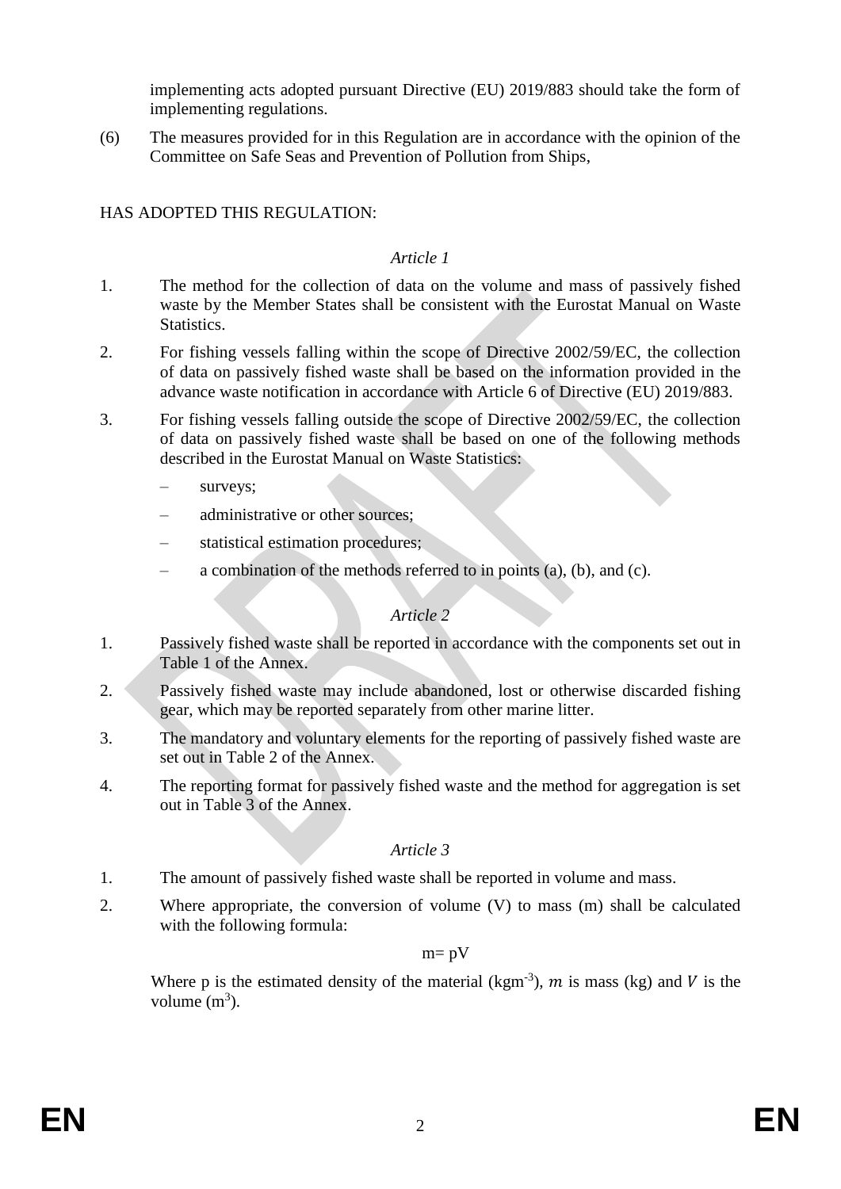implementing acts adopted pursuant Directive (EU) 2019/883 should take the form of implementing regulations.

(6) The measures provided for in this Regulation are in accordance with the opinion of the Committee on Safe Seas and Prevention of Pollution from Ships,

HAS ADOPTED THIS REGULATION:

*Article 1*

1. The method for the collection of data on the volume and mass of passively fished waste by the Member States shall be consistent with the Eurostat Manual on Waste Statistics.

2. For fishing vessels falling within the scope of Directive 2002/59/EC, the collection of data on passively fished waste shall be based on the information provided in the advance waste notification in accordance with Article 6 of Directive (EU) 2019/883.

3. For fishing vessels falling outside the scope of Directive 2002/59/EC, the collection of data on passively fished waste shall be based on one of the following methods described in the Eurostat Manual on Waste Statistics:

   – surveys;

   – administrative or other sources;

   – statistical estimation procedures;

   – a combination of the methods referred to in points (a), (b), and (c).

*Article 2*

1. Passively fished waste shall be reported in accordance with the components set out in Table 1 of the Annex.

2. Passively fished waste may include abandoned, lost or otherwise discarded fishing gear, which may be reported separately from other marine litter.

3. The mandatory and voluntary elements for the reporting of passively fished waste are set out in Table 2 of the Annex.

4. The reporting format for passively fished waste and the method for aggregation is set out in Table 3 of the Annex.

*Article 3*

1. The amount of passively fished waste shall be reported in volume and mass.

2. Where appropriate, the conversion of volume (V) to mass (m) shall be calculated with the following formula:

$$m = pV$$

Where p is the estimated density of the material ($kgm^{-3}$), $m$ is mass (kg) and $V$ is the volume ($m^3$).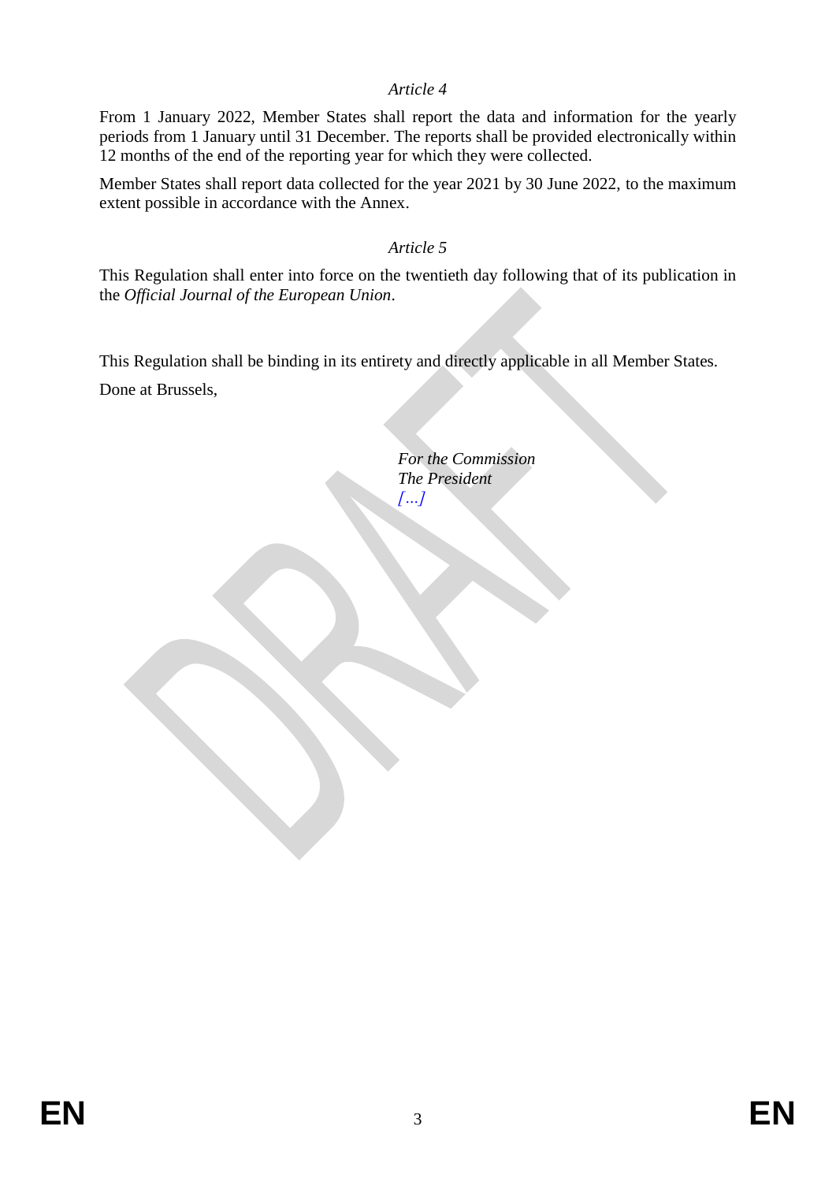*Article 4*

From 1 January 2022, Member States shall report the data and information for the yearly periods from 1 January until 31 December. The reports shall be provided electronically within 12 months of the end of the reporting year for which they were collected.

Member States shall report data collected for the year 2021 by 30 June 2022, to the maximum extent possible in accordance with the Annex.

*Article 5*

This Regulation shall enter into force on the twentieth day following that of its publication in the *Official Journal of the European Union*.

This Regulation shall be binding in its entirety and directly applicable in all Member States.

Done at Brussels,

*For the Commission*
*The President*
*[…]*